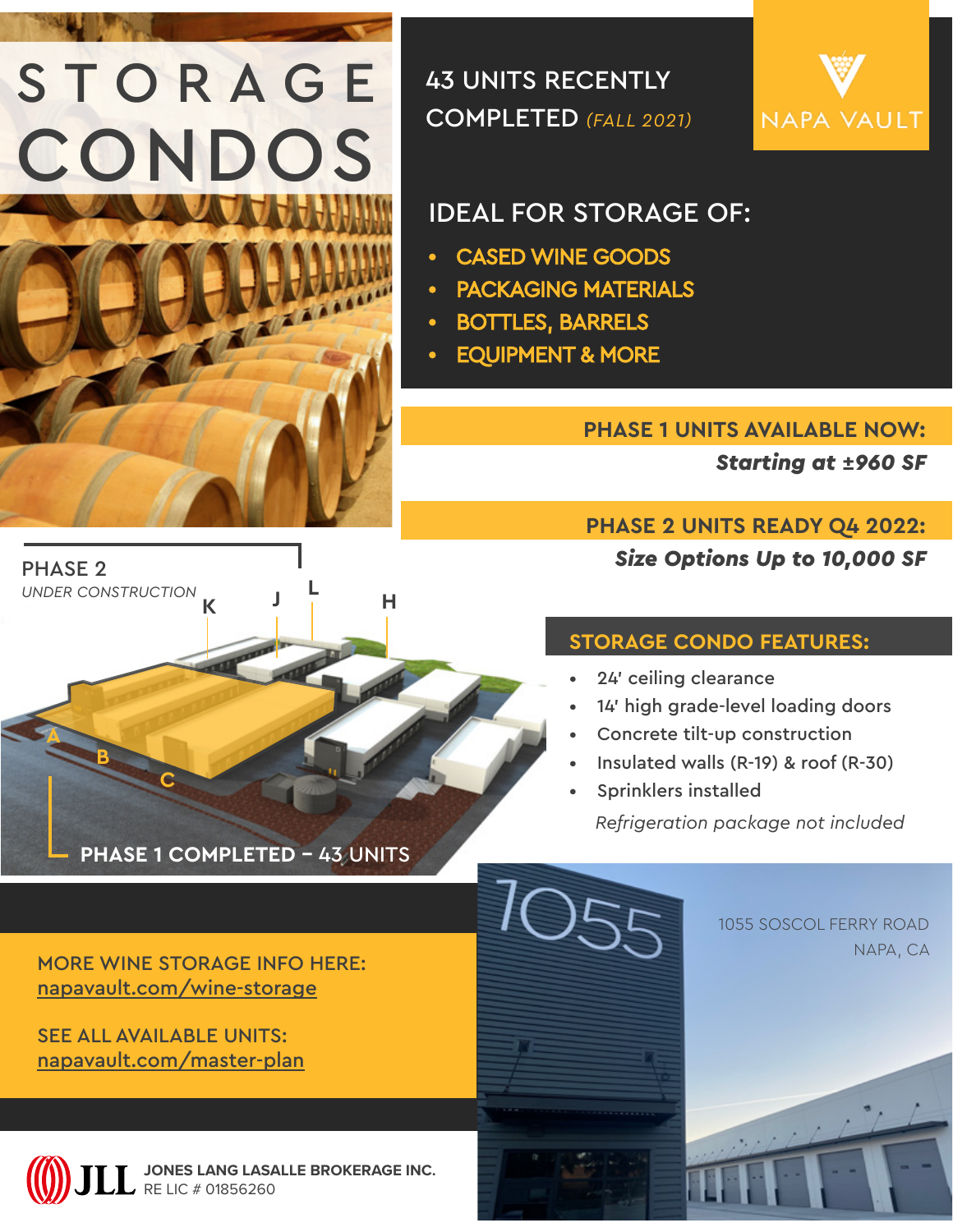# STORAGE CONDOS

43 UNITS RECENTLY COMPLETED *(FALL 2021)*

NAPA VAULT

## IDEAL FOR STORAGE OF:

- CASED WINE GOODS
- PACKAGING MATERIALS
- BOTTLES, BARRELS
- EQUIPMENT & MORE

**PHASE 1 UNITS AVAILABLE NOW:**
***Starting at ±960 SF***

**PHASE 2 UNITS READY Q4 2022:**
***Size Options Up to 10,000 SF***

PHASE 2
*UNDER CONSTRUCTION*

K J L H

A B C

**PHASE 1 COMPLETED – 43 UNITS**

## STORAGE CONDO FEATURES:

- 24' ceiling clearance
- 14' high grade-level loading doors
- Concrete tilt-up construction
- Insulated walls (R-19) & roof (R-30)
- Sprinklers installed

*Refrigeration package not included*

MORE WINE STORAGE INFO HERE:
napavault.com/wine-storage

SEE ALL AVAILABLE UNITS:
napavault.com/master-plan

1055

1055 SOSCOL FERRY ROAD
NAPA, CA

JLL JONES LANG LASALLE BROKERAGE INC.
RE LIC # 01856260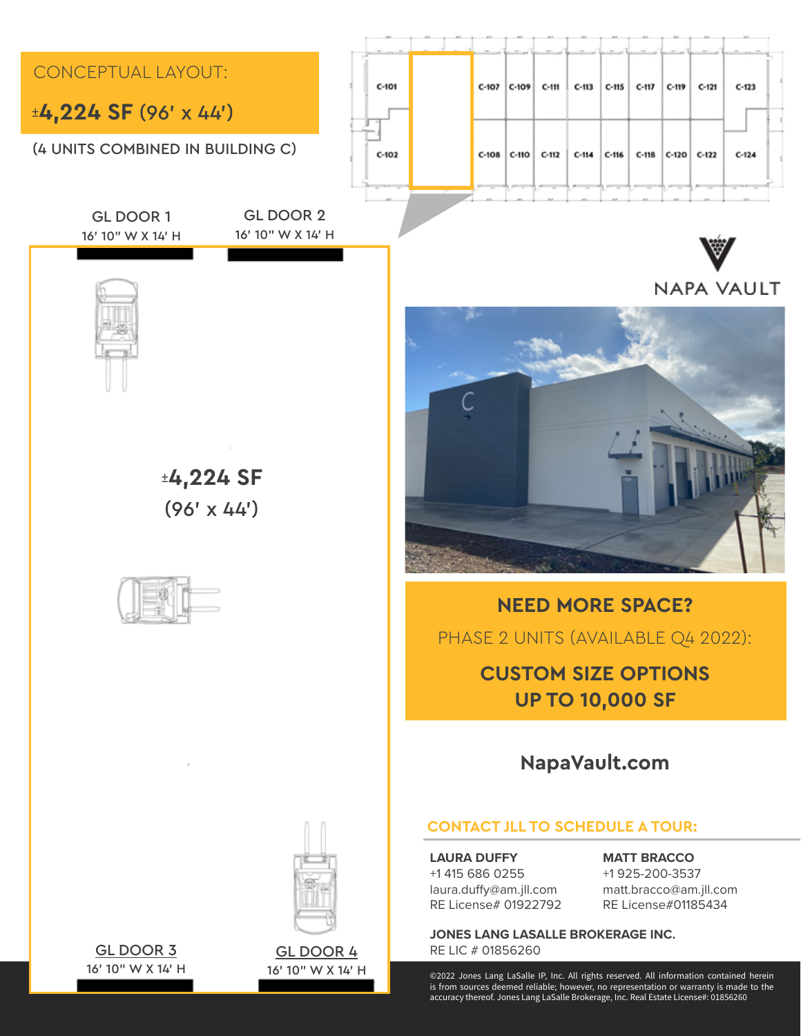CONCEPTUAL LAYOUT:

**±4,224 SF** (96' x 44')

(4 UNITS COMBINED IN BUILDING C)

C-101
C-102
C-107
C-108
C-109
C-110
C-111
C-112
C-113
C-114
C-115
C-116
C-117
C-118
C-119
C-120
C-121
C-122
C-123
C-124

GL DOOR 1
16' 10" W X 14' H

GL DOOR 2
16' 10" W X 14' H

**±4,224 SF**
(96' x 44')

GL DOOR 3
16' 10" W X 14' H

GL DOOR 4
16' 10" W X 14' H

NAPA VAULT

## NEED MORE SPACE?

PHASE 2 UNITS (AVAILABLE Q4 2022):

**CUSTOM SIZE OPTIONS UP TO 10,000 SF**

**NapaVault.com**

### CONTACT JLL TO SCHEDULE A TOUR:

**LAURA DUFFY**
+1 415 686 0255
laura.duffy@am.jll.com
RE License# 01922792

**MATT BRACCO**
+1 925-200-3537
matt.bracco@am.jll.com
RE License#01185434

**JONES LANG LASALLE BROKERAGE INC.**
RE LIC # 01856260

©2022 Jones Lang LaSalle IP, Inc. All rights reserved. All information contained herein is from sources deemed reliable; however, no representation or warranty is made to the accuracy thereof. Jones Lang LaSalle Brokerage, Inc. Real Estate License#: 01856260